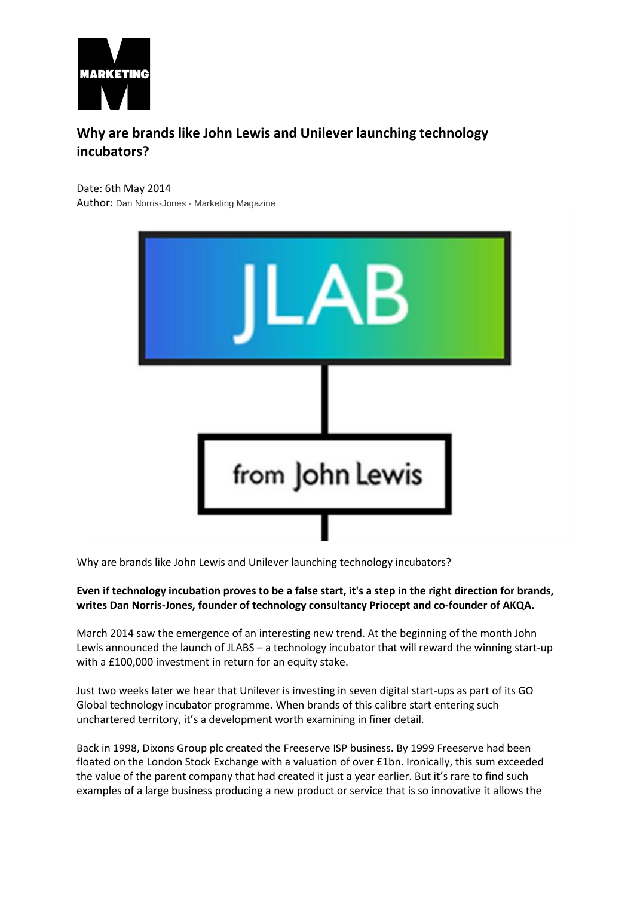## Why are brands like John Lewis and Unilever launching technology incubators?

Date: 6th May 2014
Author: Dan Norris-Jones - Marketing Magazine

Why are brands like John Lewis and Unilever launching technology incubators?

**Even if technology incubation proves to be a false start, it's a step in the right direction for brands, writes Dan Norris-Jones, founder of technology consultancy Priocept and co-founder of AKQA.**

March 2014 saw the emergence of an interesting new trend. At the beginning of the month John Lewis announced the launch of JLABS – a technology incubator that will reward the winning start-up with a £100,000 investment in return for an equity stake.

Just two weeks later we hear that Unilever is investing in seven digital start-ups as part of its GO Global technology incubator programme. When brands of this calibre start entering such unchartered territory, it's a development worth examining in finer detail.

Back in 1998, Dixons Group plc created the Freeserve ISP business. By 1999 Freeserve had been floated on the London Stock Exchange with a valuation of over £1bn. Ironically, this sum exceeded the value of the parent company that had created it just a year earlier. But it's rare to find such examples of a large business producing a new product or service that is so innovative it allows the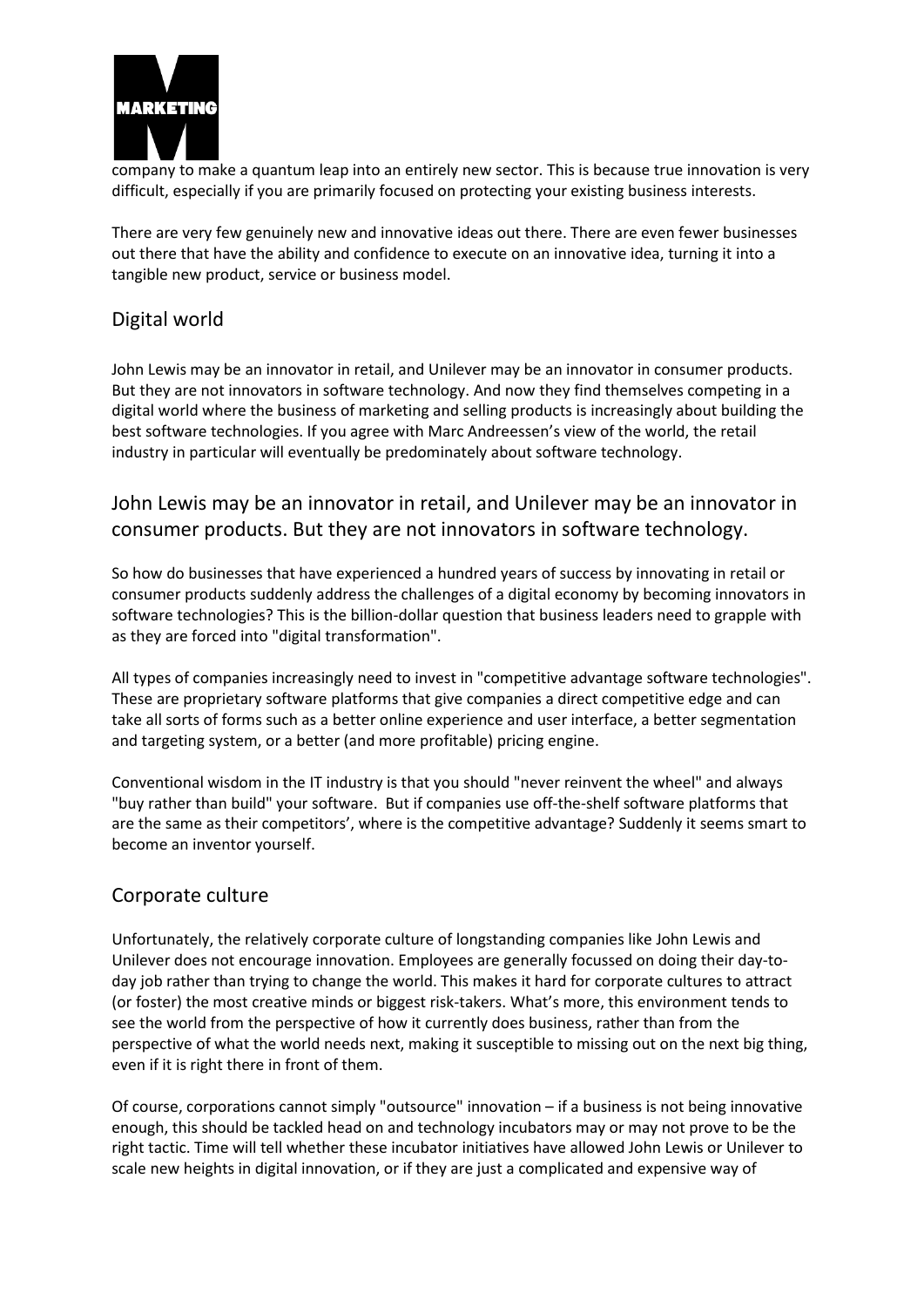company to make a quantum leap into an entirely new sector. This is because true innovation is very difficult, especially if you are primarily focused on protecting your existing business interests.

There are very few genuinely new and innovative ideas out there. There are even fewer businesses out there that have the ability and confidence to execute on an innovative idea, turning it into a tangible new product, service or business model.

## Digital world

John Lewis may be an innovator in retail, and Unilever may be an innovator in consumer products. But they are not innovators in software technology. And now they find themselves competing in a digital world where the business of marketing and selling products is increasingly about building the best software technologies. If you agree with Marc Andreessen's view of the world, the retail industry in particular will eventually be predominately about software technology.

## John Lewis may be an innovator in retail, and Unilever may be an innovator in consumer products. But they are not innovators in software technology.

So how do businesses that have experienced a hundred years of success by innovating in retail or consumer products suddenly address the challenges of a digital economy by becoming innovators in software technologies? This is the billion-dollar question that business leaders need to grapple with as they are forced into "digital transformation".

All types of companies increasingly need to invest in "competitive advantage software technologies". These are proprietary software platforms that give companies a direct competitive edge and can take all sorts of forms such as a better online experience and user interface, a better segmentation and targeting system, or a better (and more profitable) pricing engine.

Conventional wisdom in the IT industry is that you should "never reinvent the wheel" and always "buy rather than build" your software. But if companies use off-the-shelf software platforms that are the same as their competitors', where is the competitive advantage? Suddenly it seems smart to become an inventor yourself.

## Corporate culture

Unfortunately, the relatively corporate culture of longstanding companies like John Lewis and Unilever does not encourage innovation. Employees are generally focussed on doing their day-to-day job rather than trying to change the world. This makes it hard for corporate cultures to attract (or foster) the most creative minds or biggest risk-takers. What's more, this environment tends to see the world from the perspective of how it currently does business, rather than from the perspective of what the world needs next, making it susceptible to missing out on the next big thing, even if it is right there in front of them.

Of course, corporations cannot simply "outsource" innovation – if a business is not being innovative enough, this should be tackled head on and technology incubators may or may not prove to be the right tactic. Time will tell whether these incubator initiatives have allowed John Lewis or Unilever to scale new heights in digital innovation, or if they are just a complicated and expensive way of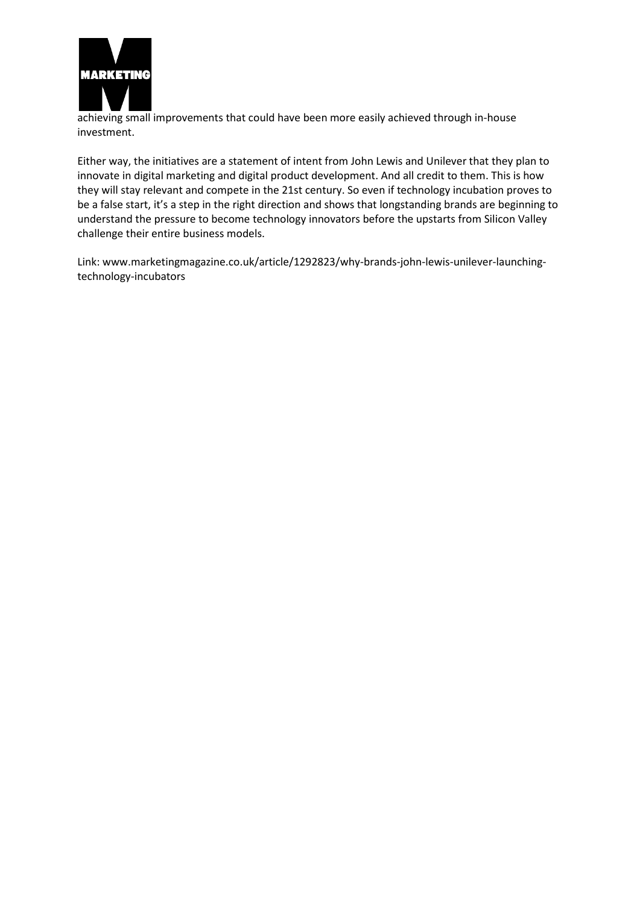achieving small improvements that could have been more easily achieved through in-house investment.

Either way, the initiatives are a statement of intent from John Lewis and Unilever that they plan to innovate in digital marketing and digital product development. And all credit to them. This is how they will stay relevant and compete in the 21st century. So even if technology incubation proves to be a false start, it's a step in the right direction and shows that longstanding brands are beginning to understand the pressure to become technology innovators before the upstarts from Silicon Valley challenge their entire business models.

Link: www.marketingmagazine.co.uk/article/1292823/why-brands-john-lewis-unilever-launching-technology-incubators